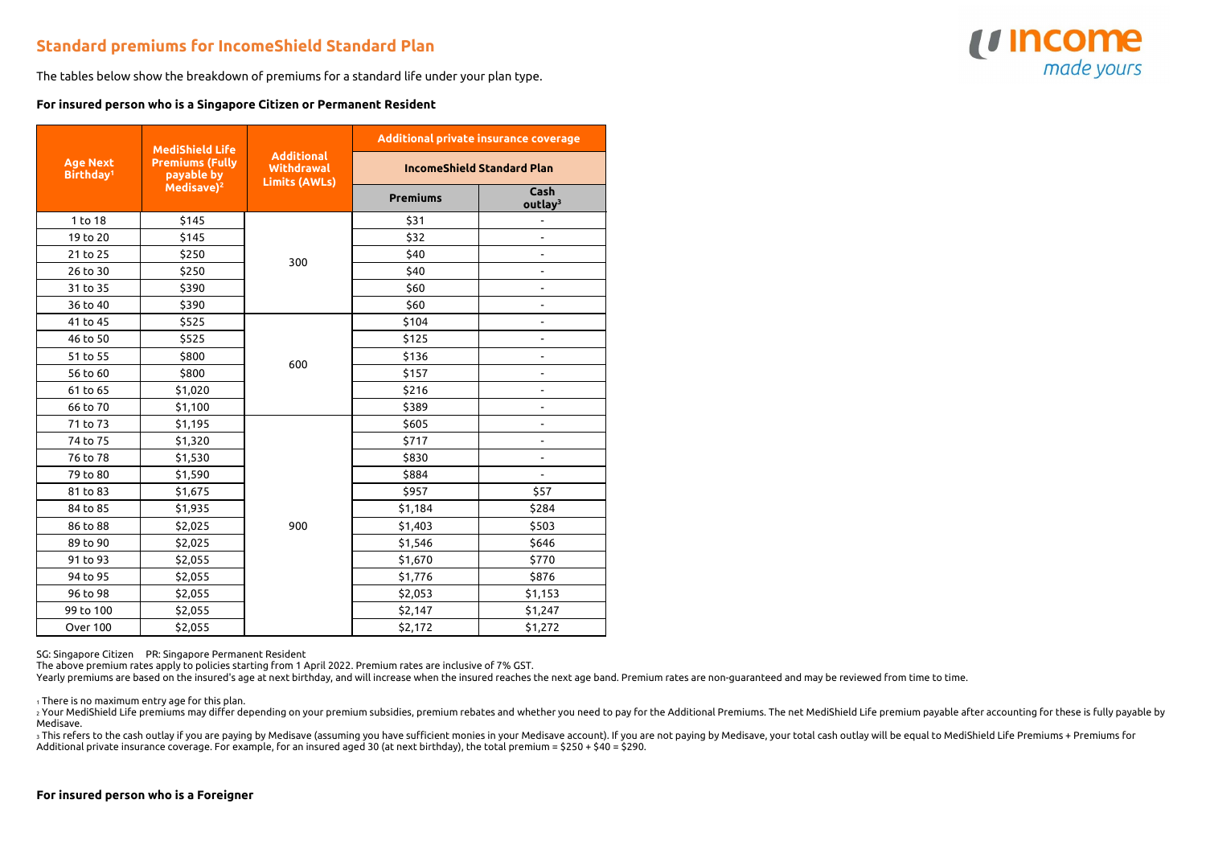# Standard premiums for IncomeShield Standard Plan

The tables below show the breakdown of premiums for a standard life under your plan type.

**For insured person who is a Singapore Citizen or Permanent Resident**

| Age Next Birthday[1] | MediShield Life Premiums (Fully payable by Medisave)[2] | Additional Withdrawal Limits (AWLs) | Additional private insurance coverage | |
|---|---|---|---|---|
| | | | IncomeShield Standard Plan | |
| | | | Premiums | Cash outlay[3] |
| 1 to 18 | $145 | 300 | $31 | - |
| 19 to 20 | $145 | | $32 | - |
| 21 to 25 | $250 | | $40 | - |
| 26 to 30 | $250 | | $40 | - |
| 31 to 35 | $390 | | $60 | - |
| 36 to 40 | $390 | | $60 | - |
| 41 to 45 | $525 | 600 | $104 | - |
| 46 to 50 | $525 | | $125 | - |
| 51 to 55 | $800 | | $136 | - |
| 56 to 60 | $800 | | $157 | - |
| 61 to 65 | $1,020 | | $216 | - |
| 66 to 70 | $1,100 | | $389 | - |
| 71 to 73 | $1,195 | 900 | $605 | - |
| 74 to 75 | $1,320 | | $717 | - |
| 76 to 78 | $1,530 | | $830 | - |
| 79 to 80 | $1,590 | | $884 | - |
| 81 to 83 | $1,675 | | $957 | $57 |
| 84 to 85 | $1,935 | | $1,184 | $284 |
| 86 to 88 | $2,025 | | $1,403 | $503 |
| 89 to 90 | $2,025 | | $1,546 | $646 |
| 91 to 93 | $2,055 | | $1,670 | $770 |
| 94 to 95 | $2,055 | | $1,776 | $876 |
| 96 to 98 | $2,055 | | $2,053 | $1,153 |
| 99 to 100 | $2,055 | | $2,147 | $1,247 |
| Over 100 | $2,055 | | $2,172 | $1,272 |

SG: Singapore Citizen    PR: Singapore Permanent Resident

The above premium rates apply to policies starting from 1 April 2022. Premium rates are inclusive of 7% GST.

Yearly premiums are based on the insured's age at next birthday, and will increase when the insured reaches the next age band. Premium rates are non-guaranteed and may be reviewed from time to time.

[1] There is no maximum entry age for this plan.

[2] Your MediShield Life premiums may differ depending on your premium subsidies, premium rebates and whether you need to pay for the Additional Premiums. The net MediShield Life premium payable after accounting for these is fully payable by Medisave.

[3] This refers to the cash outlay if you are paying by Medisave (assuming you have sufficient monies in your Medisave account). If you are not paying by Medisave, your total cash outlay will be equal to MediShield Life Premiums + Premiums for Additional private insurance coverage. For example, for an insured aged 30 (at next birthday), the total premium = $250 + $40 = $290.

**For insured person who is a Foreigner**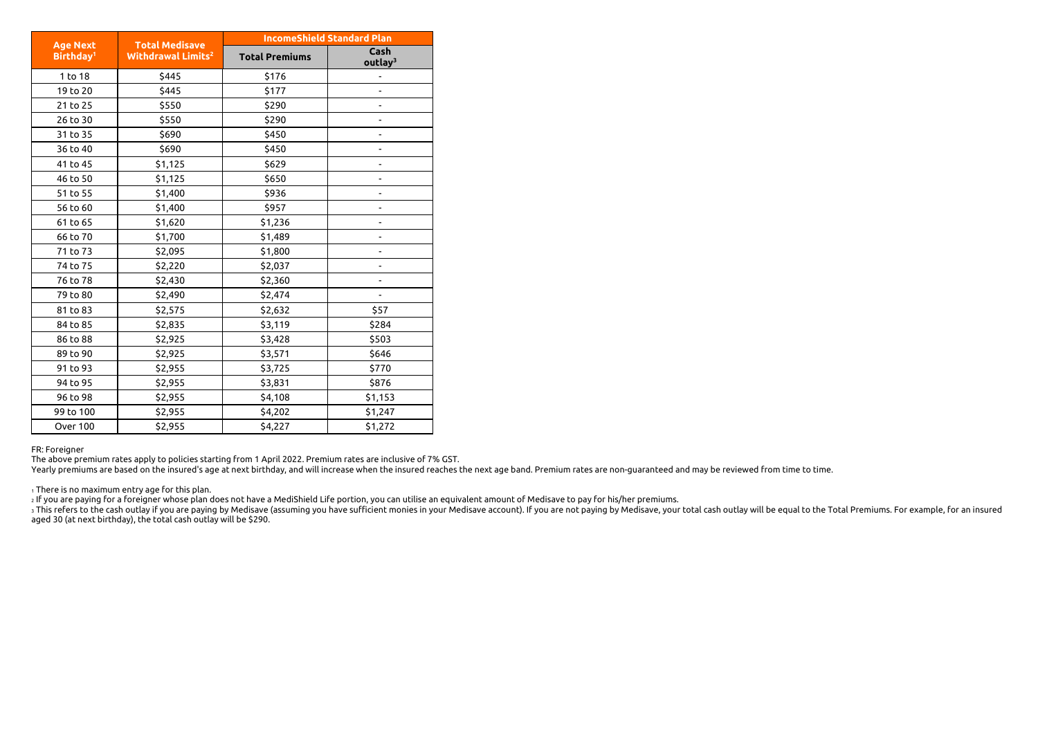| Age Next Birthday[1] | Total Medisave Withdrawal Limits[2] | IncomeShield Standard Plan | |
|---|---|---|---|
| | | Total Premiums | Cash outlay[3] |
| 1 to 18 | $445 | $176 | - |
| 19 to 20 | $445 | $177 | - |
| 21 to 25 | $550 | $290 | - |
| 26 to 30 | $550 | $290 | - |
| 31 to 35 | $690 | $450 | - |
| 36 to 40 | $690 | $450 | - |
| 41 to 45 | $1,125 | $629 | - |
| 46 to 50 | $1,125 | $650 | - |
| 51 to 55 | $1,400 | $936 | - |
| 56 to 60 | $1,400 | $957 | - |
| 61 to 65 | $1,620 | $1,236 | - |
| 66 to 70 | $1,700 | $1,489 | - |
| 71 to 73 | $2,095 | $1,800 | - |
| 74 to 75 | $2,220 | $2,037 | - |
| 76 to 78 | $2,430 | $2,360 | - |
| 79 to 80 | $2,490 | $2,474 | - |
| 81 to 83 | $2,575 | $2,632 | $57 |
| 84 to 85 | $2,835 | $3,119 | $284 |
| 86 to 88 | $2,925 | $3,428 | $503 |
| 89 to 90 | $2,925 | $3,571 | $646 |
| 91 to 93 | $2,955 | $3,725 | $770 |
| 94 to 95 | $2,955 | $3,831 | $876 |
| 96 to 98 | $2,955 | $4,108 | $1,153 |
| 99 to 100 | $2,955 | $4,202 | $1,247 |
| Over 100 | $2,955 | $4,227 | $1,272 |

FR: Foreigner

The above premium rates apply to policies starting from 1 April 2022. Premium rates are inclusive of 7% GST.

Yearly premiums are based on the insured's age at next birthday, and will increase when the insured reaches the next age band. Premium rates are non-guaranteed and may be reviewed from time to time.

[1] There is no maximum entry age for this plan.

[2] If you are paying for a foreigner whose plan does not have a MediShield Life portion, you can utilise an equivalent amount of Medisave to pay for his/her premiums.

[3] This refers to the cash outlay if you are paying by Medisave (assuming you have sufficient monies in your Medisave account). If you are not paying by Medisave, your total cash outlay will be equal to the Total Premiums. For example, for an insured aged 30 (at next birthday), the total cash outlay will be $290.